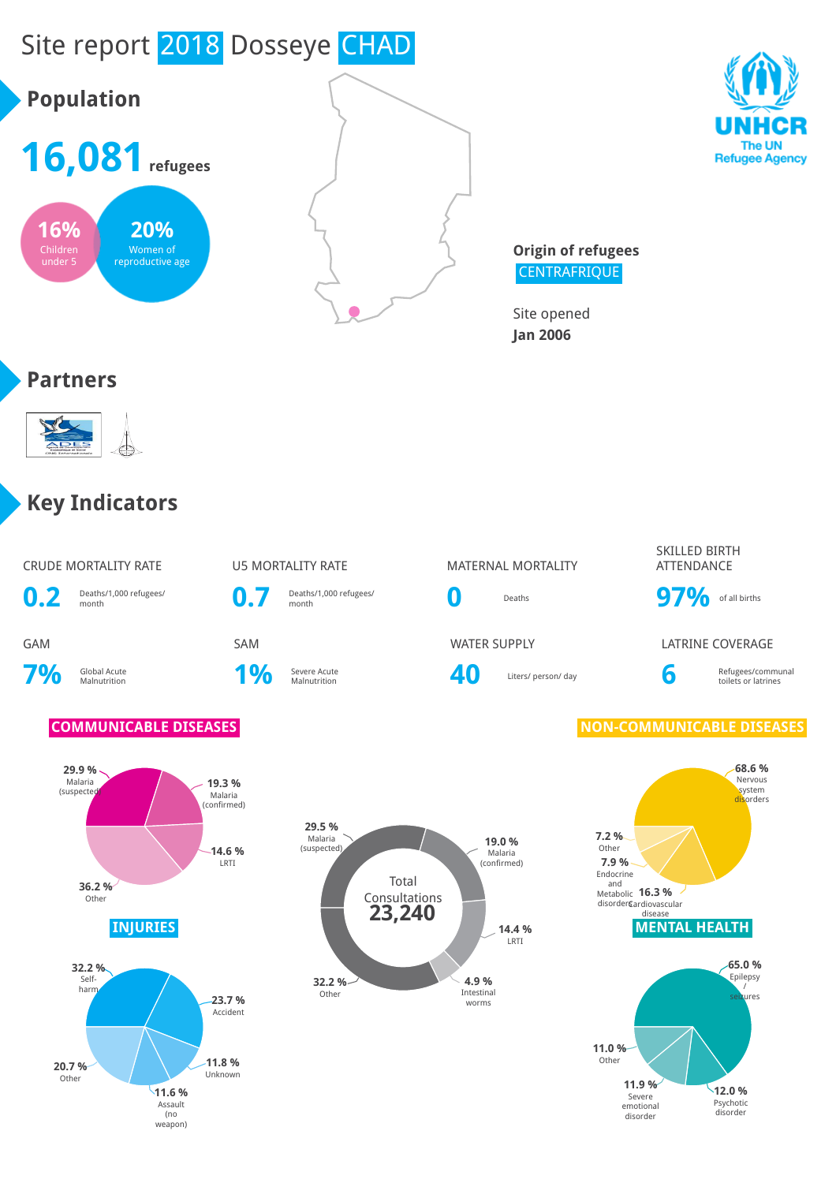# Site report 2018 Dosseye CHAD

UNHCR
The UN Refugee Agency

## Population

**16,081** refugees

**16%** Children under 5

**20%** Women of reproductive age

**Origin of refugees**
CENTRAFRIQUE

Site opened
**Jan 2006**

## Partners

## Key Indicators

| CRUDE MORTALITY RATE | U5 MORTALITY RATE | MATERNAL MORTALITY | SKILLED BIRTH ATTENDANCE |
|---|---|---|---|
| **0.2** Deaths/1,000 refugees/ month | **0.7** Deaths/1,000 refugees/ month | **0** Deaths | **97%** of all births |

| GAM | SAM | WATER SUPPLY | LATRINE COVERAGE |
|---|---|---|---|
| **7%** Global Acute Malnutrition | **1%** Severe Acute Malnutrition | **40** Liters/ person/ day | **6** Refugees/communal toilets or latrines |

### COMMUNICABLE DISEASES

- 29.9 % Malaria (suspected)
- 19.3 % Malaria (confirmed)
- 14.6 % LRTI
- 36.2 % Other

### Total Consultations 23,240

- 29.5 % Malaria (suspected)
- 19.0 % Malaria (confirmed)
- 14.4 % LRTI
- 4.9 % Intestinal worms
- 32.2 % Other

### NON-COMMUNICABLE DISEASES

- 68.6 % Nervous system disorders
- 16.3 % Cardiovascular disease
- 7.9 % Endocrine and Metabolic disorders
- 7.2 % Other

### INJURIES

- 32.2 % Self-harm
- 23.7 % Accident
- 11.8 % Unknown
- 11.6 % Assault (no weapon)
- 20.7 % Other

### MENTAL HEALTH

- 65.0 % Epilepsy / seizures
- 12.0 % Psychotic disorder
- 11.9 % Severe emotional disorder
- 11.0 % Other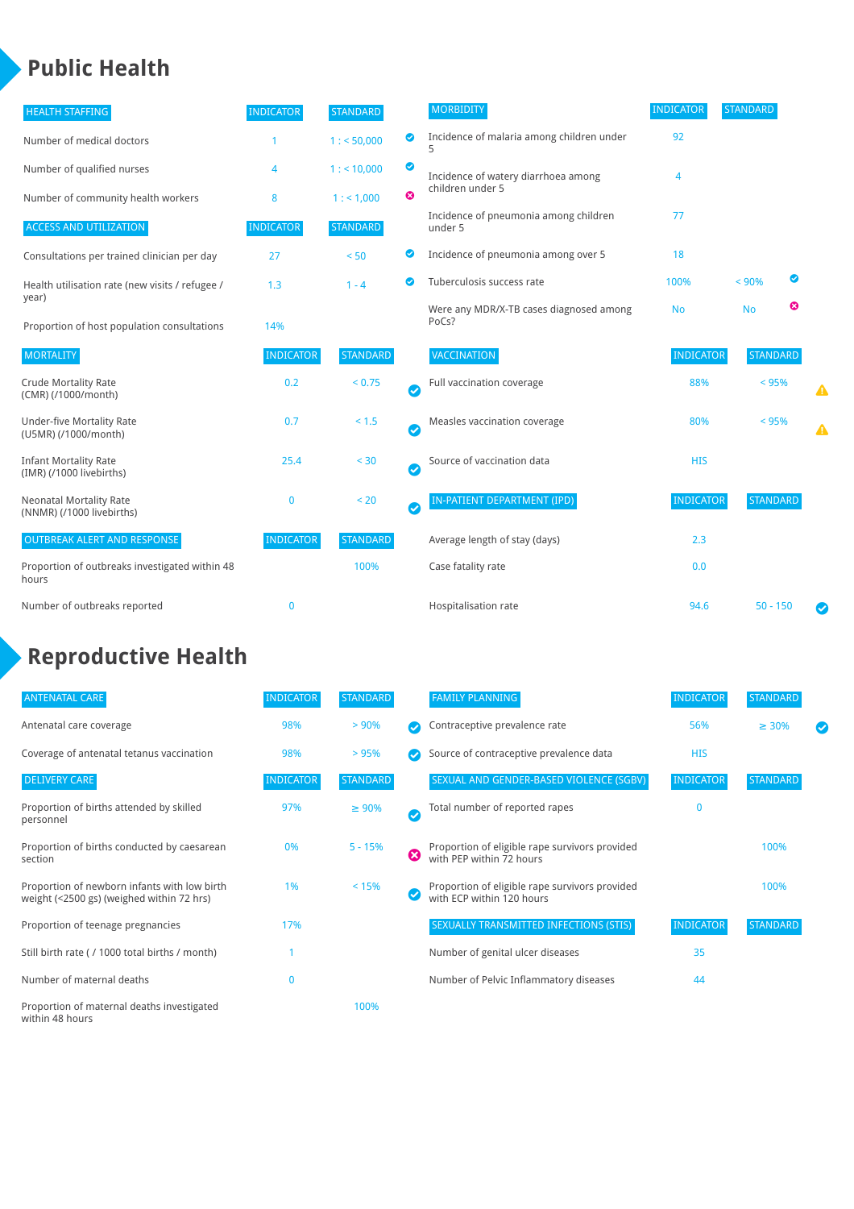# Public Health

| HEALTH STAFFING | INDICATOR | STANDARD | |
|---|---|---|---|
| Number of medical doctors | 1 | 1 : < 50,000 | ✔ |
| Number of qualified nurses | 4 | 1 : < 10,000 | ✔ |
| Number of community health workers | 8 | 1 : < 1,000 | ✖ |

| ACCESS AND UTILIZATION | INDICATOR | STANDARD | |
|---|---|---|---|
| Consultations per trained clinician per day | 27 | < 50 | ✔ |
| Health utilisation rate (new visits / refugee / year) | 1.3 | 1 - 4 | ✔ |
| Proportion of host population consultations | 14% | | |

| MORTALITY | INDICATOR | STANDARD | |
|---|---|---|---|
| Crude Mortality Rate (CMR) (/1000/month) | 0.2 | < 0.75 | ✔ |
| Under-five Mortality Rate (U5MR) (/1000/month) | 0.7 | < 1.5 | ✔ |
| Infant Mortality Rate (IMR) (/1000 livebirths) | 25.4 | < 30 | ✔ |
| Neonatal Mortality Rate (NNMR) (/1000 livebirths) | 0 | < 20 | ✔ |

| OUTBREAK ALERT AND RESPONSE | INDICATOR | STANDARD |
|---|---|---|
| Proportion of outbreaks investigated within 48 hours | | 100% |
| Number of outbreaks reported | 0 | |

| MORBIDITY | INDICATOR | STANDARD | |
|---|---|---|---|
| Incidence of malaria among children under 5 | 92 | | |
| Incidence of watery diarrhoea among children under 5 | 4 | | |
| Incidence of pneumonia among children under 5 | 77 | | |
| Incidence of pneumonia among over 5 | 18 | | |
| Tuberculosis success rate | 100% | < 90% | ✔ |
| Were any MDR/X-TB cases diagnosed among PoCs? | No | No | ✖ |

| VACCINATION | INDICATOR | STANDARD | |
|---|---|---|---|
| Full vaccination coverage | 88% | < 95% | ⚠ |
| Measles vaccination coverage | 80% | < 95% | ⚠ |
| Source of vaccination data | HIS | | |

| IN-PATIENT DEPARTMENT (IPD) | INDICATOR | STANDARD | |
|---|---|---|---|
| Average length of stay (days) | 2.3 | | |
| Case fatality rate | 0.0 | | |
| Hospitalisation rate | 94.6 | 50 - 150 | ✔ |

# Reproductive Health

| ANTENATAL CARE | INDICATOR | STANDARD | |
|---|---|---|---|
| Antenatal care coverage | 98% | > 90% | ✔ |
| Coverage of antenatal tetanus vaccination | 98% | > 95% | ✔ |

| DELIVERY CARE | INDICATOR | STANDARD | |
|---|---|---|---|
| Proportion of births attended by skilled personnel | 97% | ≥ 90% | ✔ |
| Proportion of births conducted by caesarean section | 0% | 5 - 15% | ✖ |
| Proportion of newborn infants with low birth weight (<2500 gs) (weighed within 72 hrs) | 1% | < 15% | ✔ |
| Proportion of teenage pregnancies | 17% | | |
| Still birth rate ( / 1000 total births / month) | 1 | | |
| Number of maternal deaths | 0 | | |
| Proportion of maternal deaths investigated within 48 hours | | 100% | |

| FAMILY PLANNING | INDICATOR | STANDARD | |
|---|---|---|---|
| Contraceptive prevalence rate | 56% | ≥ 30% | ✔ |
| Source of contraceptive prevalence data | HIS | | |

| SEXUAL AND GENDER-BASED VIOLENCE (SGBV) | INDICATOR | STANDARD |
|---|---|---|
| Total number of reported rapes | 0 | |
| Proportion of eligible rape survivors provided with PEP within 72 hours | | 100% |
| Proportion of eligible rape survivors provided with ECP within 120 hours | | 100% |

| SEXUALLY TRANSMITTED INFECTIONS (STIS) | INDICATOR | STANDARD |
|---|---|---|
| Number of genital ulcer diseases | 35 | |
| Number of Pelvic Inflammatory diseases | 44 | |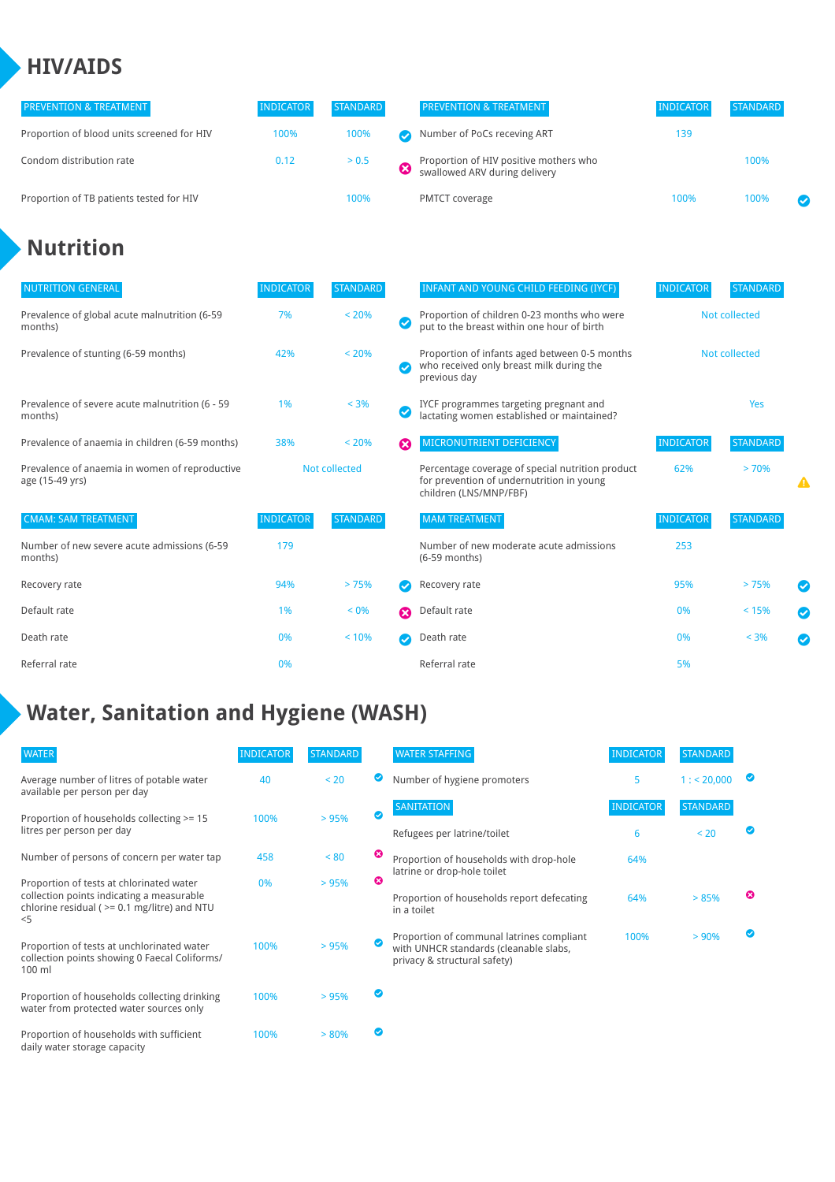# HIV/AIDS

| PREVENTION & TREATMENT | INDICATOR | STANDARD | |
|---|---|---|---|
| Proportion of blood units screened for HIV | 100% | 100% | ✔ |
| Condom distribution rate | 0.12 | > 0.5 | ✖ |
| Proportion of TB patients tested for HIV | | 100% | |

| PREVENTION & TREATMENT | INDICATOR | STANDARD | |
|---|---|---|---|
| Number of PoCs receving ART | 139 | | |
| Proportion of HIV positive mothers who swallowed ARV during delivery | | 100% | |
| PMTCT coverage | 100% | 100% | ✔ |

# Nutrition

| NUTRITION GENERAL | INDICATOR | STANDARD | |
|---|---|---|---|
| Prevalence of global acute malnutrition (6-59 months) | 7% | < 20% | ✔ |
| Prevalence of stunting (6-59 months) | 42% | < 20% | ✔ |
| Prevalence of severe acute malnutrition (6 - 59 months) | 1% | < 3% | ✔ |
| Prevalence of anaemia in children (6-59 months) | 38% | < 20% | ✖ |
| Prevalence of anaemia in women of reproductive age (15-49 yrs) | Not collected | | |

| INFANT AND YOUNG CHILD FEEDING (IYCF) | INDICATOR | STANDARD | |
|---|---|---|---|
| Proportion of children 0-23 months who were put to the breast within one hour of birth | Not collected | | |
| Proportion of infants aged between 0-5 months who received only breast milk during the previous day | Not collected | | |
| IYCF programmes targeting pregnant and lactating women established or maintained? | | Yes | |

| MICRONUTRIENT DEFICIENCY | INDICATOR | STANDARD | |
|---|---|---|---|
| Percentage coverage of special nutrition product for prevention of undernutrition in young children (LNS/MNP/FBF) | 62% | > 70% | ⚠ |

| CMAM: SAM TREATMENT | INDICATOR | STANDARD | |
|---|---|---|---|
| Number of new severe acute admissions (6-59 months) | 179 | | |
| Recovery rate | 94% | > 75% | ✔ |
| Default rate | 1% | < 0% | ✖ |
| Death rate | 0% | < 10% | ✔ |
| Referral rate | 0% | | |

| MAM TREATMENT | INDICATOR | STANDARD | |
|---|---|---|---|
| Number of new moderate acute admissions (6-59 months) | 253 | | |
| Recovery rate | 95% | > 75% | ✔ |
| Default rate | 0% | < 15% | ✔ |
| Death rate | 0% | < 3% | ✔ |
| Referral rate | 5% | | |

# Water, Sanitation and Hygiene (WASH)

| WATER | INDICATOR | STANDARD | |
|---|---|---|---|
| Average number of litres of potable water available per person per day | 40 | < 20 | ✔ |
| Proportion of households collecting >= 15 litres per person per day | 100% | > 95% | ✔ |
| Number of persons of concern per water tap | 458 | < 80 | ✖ |
| Proportion of tests at chlorinated water collection points indicating a measurable chlorine residual ( >= 0.1 mg/litre) and NTU <5 | 0% | > 95% | ✖ |
| Proportion of tests at unchlorinated water collection points showing 0 Faecal Coliforms/ 100 ml | 100% | > 95% | ✔ |
| Proportion of households collecting drinking water from protected water sources only | 100% | > 95% | ✔ |
| Proportion of households with sufficient daily water storage capacity | 100% | > 80% | ✔ |

| WATER STAFFING | INDICATOR | STANDARD | |
|---|---|---|---|
| Number of hygiene promoters | 5 | 1 : < 20,000 | ✔ |

| SANITATION | INDICATOR | STANDARD | |
|---|---|---|---|
| Refugees per latrine/toilet | 6 | < 20 | ✔ |
| Proportion of households with drop-hole latrine or drop-hole toilet | 64% | | |
| Proportion of households report defecating in a toilet | 64% | > 85% | ✖ |
| Proportion of communal latrines compliant with UNHCR standards (cleanable slabs, privacy & structural safety) | 100% | > 90% | ✔ |